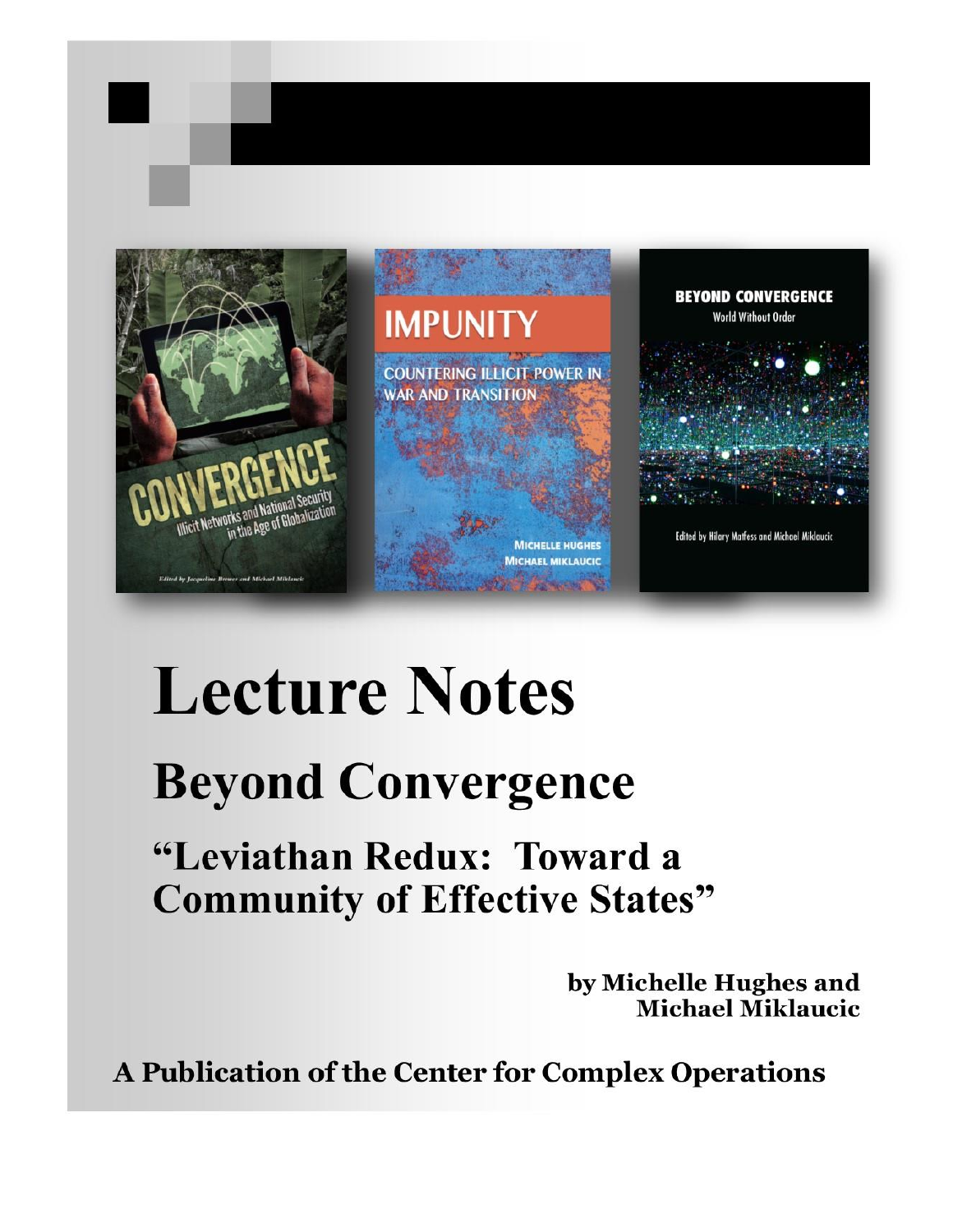# Lecture Notes

## Beyond Convergence

### "Leviathan Redux: Toward a Community of Effective States"

**by Michelle Hughes and Michael Miklaucic**

**A Publication of the Center for Complex Operations**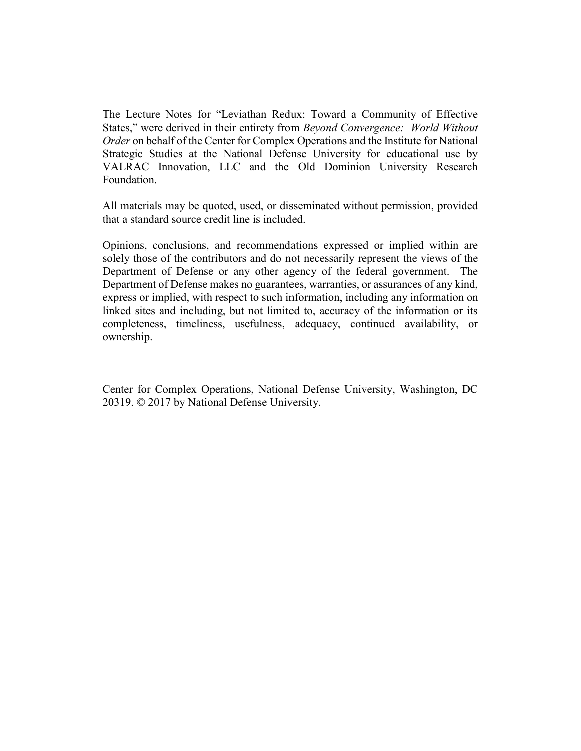The Lecture Notes for "Leviathan Redux: Toward a Community of Effective States," were derived in their entirety from *Beyond Convergence: World Without Order* on behalf of the Center for Complex Operations and the Institute for National Strategic Studies at the National Defense University for educational use by VALRAC Innovation, LLC and the Old Dominion University Research Foundation.

All materials may be quoted, used, or disseminated without permission, provided that a standard source credit line is included.

Opinions, conclusions, and recommendations expressed or implied within are solely those of the contributors and do not necessarily represent the views of the Department of Defense or any other agency of the federal government. The Department of Defense makes no guarantees, warranties, or assurances of any kind, express or implied, with respect to such information, including any information on linked sites and including, but not limited to, accuracy of the information or its completeness, timeliness, usefulness, adequacy, continued availability, or ownership.

Center for Complex Operations, National Defense University, Washington, DC 20319. © 2017 by National Defense University.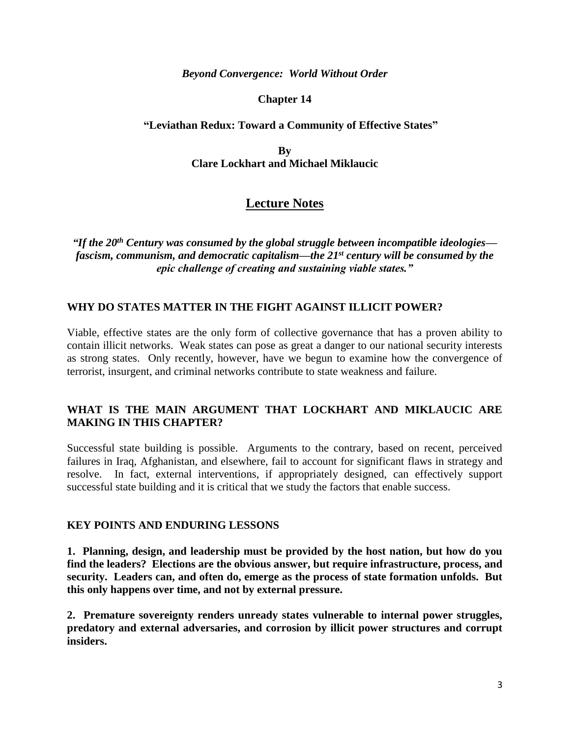***Beyond Convergence: World Without Order***

**Chapter 14**

**"Leviathan Redux: Toward a Community of Effective States"**

**By**
**Clare Lockhart and Michael Miklaucic**

# Lecture Notes

***"If the 20th Century was consumed by the global struggle between incompatible ideologies—fascism, communism, and democratic capitalism—the 21st century will be consumed by the epic challenge of creating and sustaining viable states."***

## WHY DO STATES MATTER IN THE FIGHT AGAINST ILLICIT POWER?

Viable, effective states are the only form of collective governance that has a proven ability to contain illicit networks. Weak states can pose as great a danger to our national security interests as strong states. Only recently, however, have we begun to examine how the convergence of terrorist, insurgent, and criminal networks contribute to state weakness and failure.

## WHAT IS THE MAIN ARGUMENT THAT LOCKHART AND MIKLAUCIC ARE MAKING IN THIS CHAPTER?

Successful state building is possible. Arguments to the contrary, based on recent, perceived failures in Iraq, Afghanistan, and elsewhere, fail to account for significant flaws in strategy and resolve. In fact, external interventions, if appropriately designed, can effectively support successful state building and it is critical that we study the factors that enable success.

## KEY POINTS AND ENDURING LESSONS

**1. Planning, design, and leadership must be provided by the host nation, but how do you find the leaders? Elections are the obvious answer, but require infrastructure, process, and security. Leaders can, and often do, emerge as the process of state formation unfolds. But this only happens over time, and not by external pressure.**

**2. Premature sovereignty renders unready states vulnerable to internal power struggles, predatory and external adversaries, and corrosion by illicit power structures and corrupt insiders.**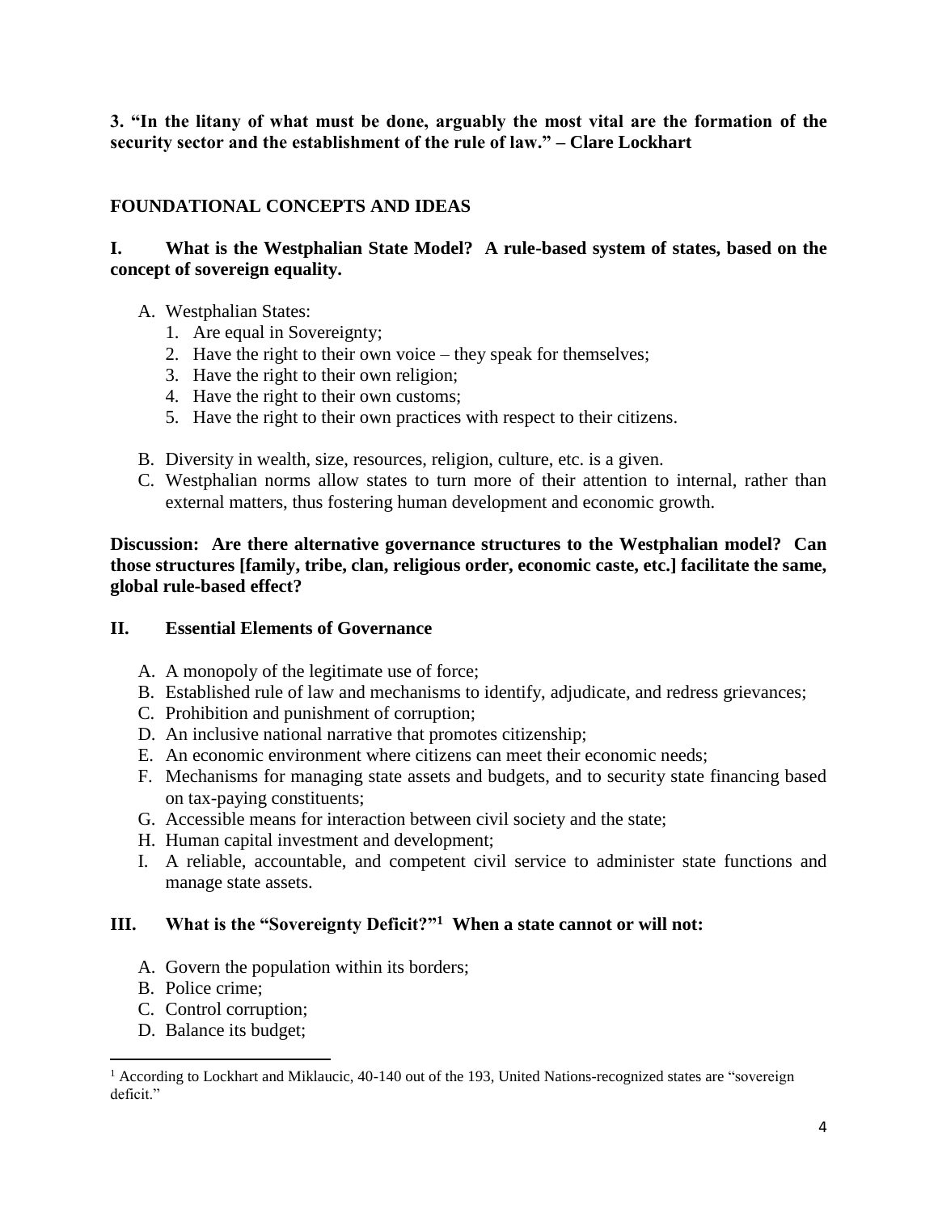**3. "In the litany of what must be done, arguably the most vital are the formation of the security sector and the establishment of the rule of law." – Clare Lockhart**

## FOUNDATIONAL CONCEPTS AND IDEAS

### I. What is the Westphalian State Model? A rule-based system of states, based on the concept of sovereign equality.

A. Westphalian States:
   1. Are equal in Sovereignty;
   2. Have the right to their own voice – they speak for themselves;
   3. Have the right to their own religion;
   4. Have the right to their own customs;
   5. Have the right to their own practices with respect to their citizens.

B. Diversity in wealth, size, resources, religion, culture, etc. is a given.

C. Westphalian norms allow states to turn more of their attention to internal, rather than external matters, thus fostering human development and economic growth.

**Discussion: Are there alternative governance structures to the Westphalian model? Can those structures [family, tribe, clan, religious order, economic caste, etc.] facilitate the same, global rule-based effect?**

### II. Essential Elements of Governance

A. A monopoly of the legitimate use of force;

B. Established rule of law and mechanisms to identify, adjudicate, and redress grievances;

C. Prohibition and punishment of corruption;

D. An inclusive national narrative that promotes citizenship;

E. An economic environment where citizens can meet their economic needs;

F. Mechanisms for managing state assets and budgets, and to security state financing based on tax-paying constituents;

G. Accessible means for interaction between civil society and the state;

H. Human capital investment and development;

I. A reliable, accountable, and competent civil service to administer state functions and manage state assets.

### III. What is the "Sovereignty Deficit?"[1] When a state cannot or will not:

A. Govern the population within its borders;

B. Police crime;

C. Control corruption;

D. Balance its budget;

---

[1] According to Lockhart and Miklaucic, 40-140 out of the 193, United Nations-recognized states are "sovereign deficit."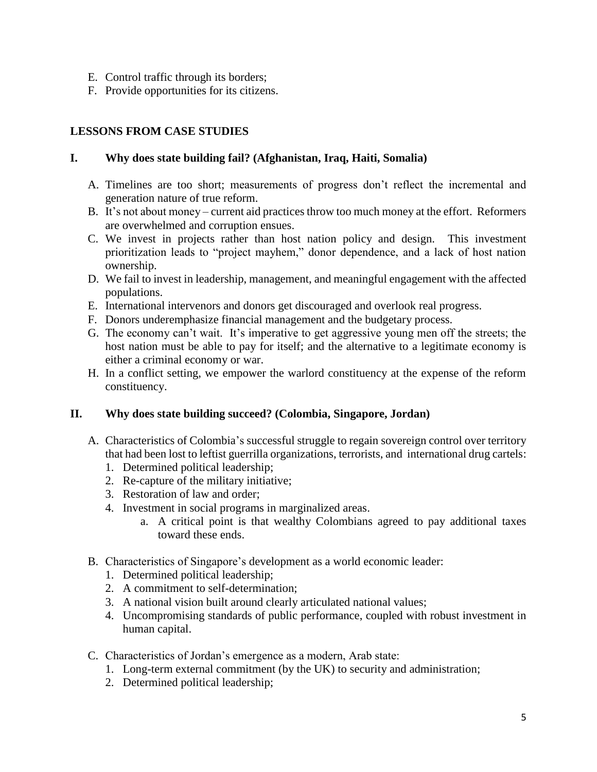E. Control traffic through its borders;
F. Provide opportunities for its citizens.

## LESSONS FROM CASE STUDIES

### I. Why does state building fail? (Afghanistan, Iraq, Haiti, Somalia)

A. Timelines are too short; measurements of progress don't reflect the incremental and generation nature of true reform.
B. It's not about money – current aid practices throw too much money at the effort. Reformers are overwhelmed and corruption ensues.
C. We invest in projects rather than host nation policy and design. This investment prioritization leads to "project mayhem," donor dependence, and a lack of host nation ownership.
D. We fail to invest in leadership, management, and meaningful engagement with the affected populations.
E. International intervenors and donors get discouraged and overlook real progress.
F. Donors underemphasize financial management and the budgetary process.
G. The economy can't wait. It's imperative to get aggressive young men off the streets; the host nation must be able to pay for itself; and the alternative to a legitimate economy is either a criminal economy or war.
H. In a conflict setting, we empower the warlord constituency at the expense of the reform constituency.

### II. Why does state building succeed? (Colombia, Singapore, Jordan)

A. Characteristics of Colombia's successful struggle to regain sovereign control over territory that had been lost to leftist guerrilla organizations, terrorists, and international drug cartels:
   1. Determined political leadership;
   2. Re-capture of the military initiative;
   3. Restoration of law and order;
   4. Investment in social programs in marginalized areas.
      a. A critical point is that wealthy Colombians agreed to pay additional taxes toward these ends.

B. Characteristics of Singapore's development as a world economic leader:
   1. Determined political leadership;
   2. A commitment to self-determination;
   3. A national vision built around clearly articulated national values;
   4. Uncompromising standards of public performance, coupled with robust investment in human capital.

C. Characteristics of Jordan's emergence as a modern, Arab state:
   1. Long-term external commitment (by the UK) to security and administration;
   2. Determined political leadership;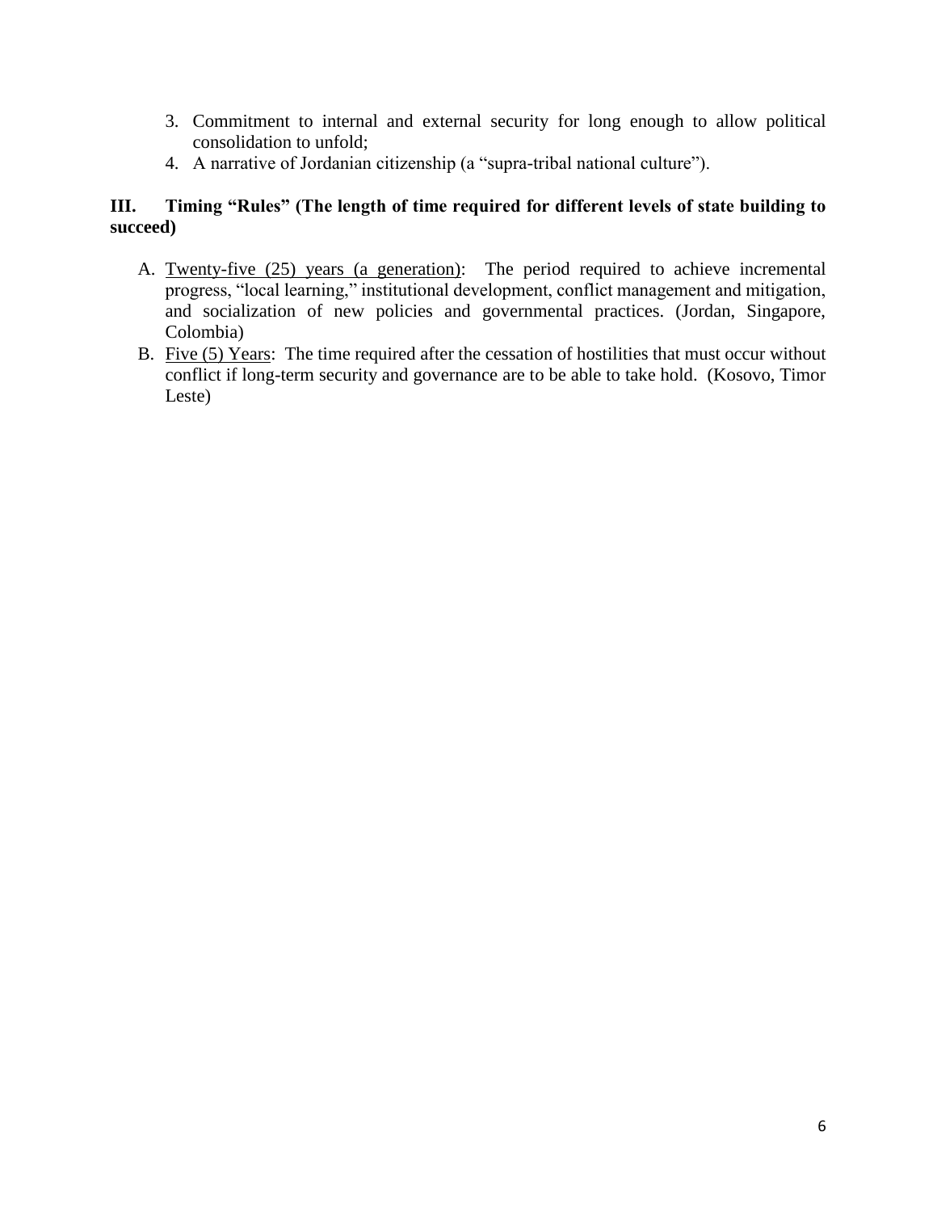3. Commitment to internal and external security for long enough to allow political consolidation to unfold;
4. A narrative of Jordanian citizenship (a "supra-tribal national culture").

## III. Timing "Rules" (The length of time required for different levels of state building to succeed)

A. <u>Twenty-five (25) years (a generation)</u>: The period required to achieve incremental progress, "local learning," institutional development, conflict management and mitigation, and socialization of new policies and governmental practices. (Jordan, Singapore, Colombia)

B. <u>Five (5) Years</u>: The time required after the cessation of hostilities that must occur without conflict if long-term security and governance are to be able to take hold. (Kosovo, Timor Leste)